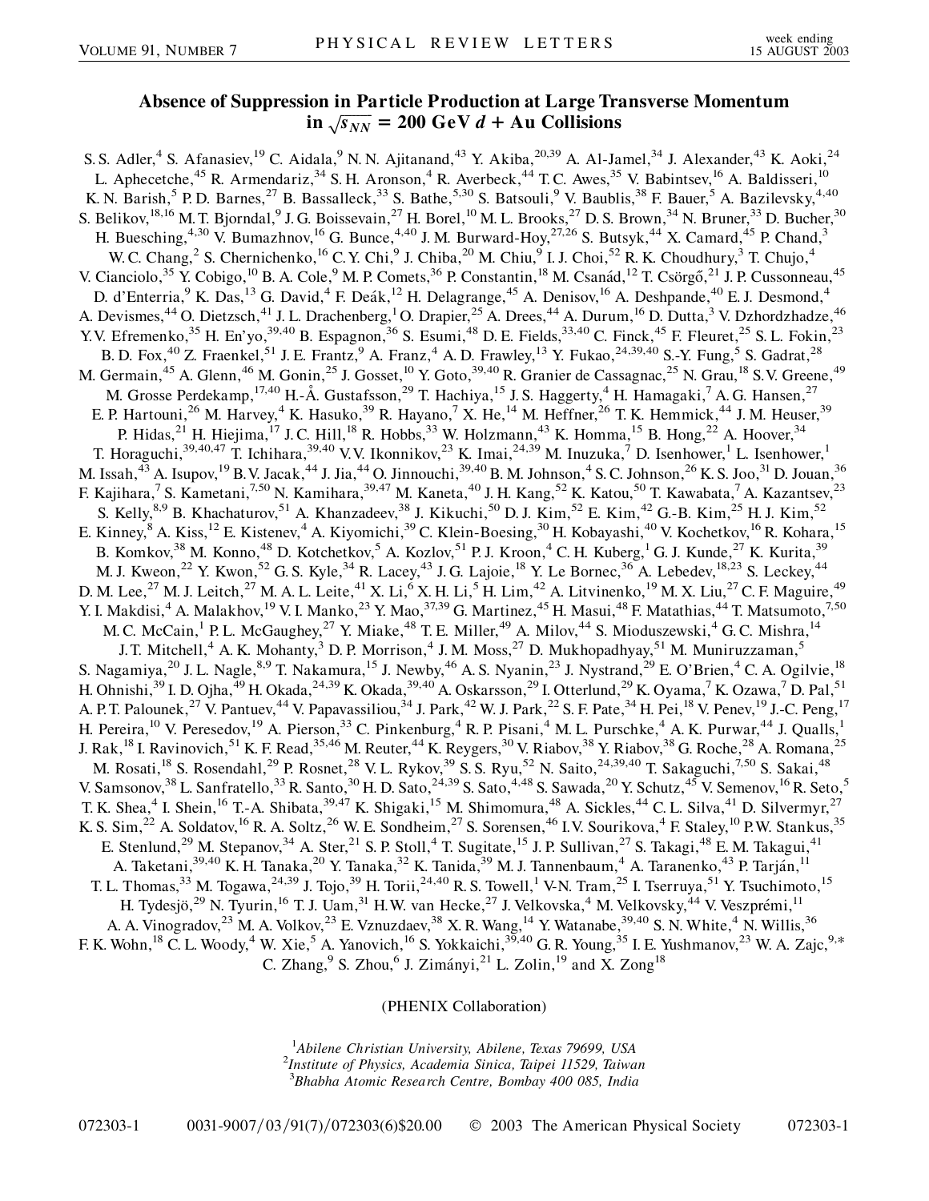# Absence of Suppression in Particle Production at Large Transverse Momentum in $\sqrt{s_{NN}} = 200$ GeV $d$ + Au Collisions

S. S. Adler,[4] S. Afanasiev,[19] C. Aidala,[9] N. N. Ajitanand,[43] Y. Akiba,[20,39] A. Al-Jamel,[34] J. Alexander,[43] K. Aoki,[24] L. Aphecetche,[45] R. Armendariz,[34] S. H. Aronson,[4] R. Averbeck,[44] T. C. Awes,[35] V. Babintsev,[16] A. Baldisseri,[10] K. N. Barish,[5] P. D. Barnes,[27] B. Bassalleck,[33] S. Bathe,[5,30] S. Batsouli,[9] V. Baublis,[38] F. Bauer,[5] A. Bazilevsky,[4,40] S. Belikov,[18,16] M. T. Bjorndal,[9] J. G. Boissevain,[27] H. Borel,[10] M. L. Brooks,[27] D. S. Brown,[34] N. Bruner,[33] D. Bucher,[30] H. Buesching,[4,30] V. Bumazhnov,[16] G. Bunce,[4,40] J. M. Burward-Hoy,[27,26] S. Butsyk,[44] X. Camard,[45] P. Chand,[3] W. C. Chang,[2] S. Chernichenko,[16] C. Y. Chi,[9] J. Chiba,[20] M. Chiu,[9] I. J. Choi,[52] R. K. Choudhury,[3] T. Chujo,[4] V. Cianciolo,[35] Y. Cobigo,[10] B. A. Cole,[9] M. P. Comets,[36] P. Constantin,[18] M. Csanád,[12] T. Csörgő,[21] J. P. Cussonneau,[45] D. d'Enterria,[9] K. Das,[13] G. David,[4] F. Deák,[12] H. Delagrange,[45] A. Denisov,[16] A. Deshpande,[40] E. J. Desmond,[4] A. Devismes,[44] O. Dietzsch,[41] J. L. Drachenberg,[1] O. Drapier,[25] A. Drees,[44] A. Durum,[16] D. Dutta,[3] V. Dzhordzhadze,[46] Y. V. Efremenko,[35] H. En'yo,[39,40] B. Espagnon,[36] S. Esumi,[48] D. E. Fields,[33,40] C. Finck,[45] F. Fleuret,[25] S. L. Fokin,[23] B. D. Fox,[40] Z. Fraenkel,[51] J. E. Frantz,[9] A. Franz,[4] A. D. Frawley,[13] Y. Fukao,[24,39,40] S.-Y. Fung,[5] S. Gadrat,[28] M. Germain,[45] A. Glenn,[46] M. Gonin,[25] J. Gosset,[10] Y. Goto,[39,40] R. Granier de Cassagnac,[25] N. Grau,[18] S. V. Greene,[49] M. Grosse Perdekamp,[17,40] H.-Å. Gustafsson,[29] T. Hachiya,[15] J. S. Haggerty,[4] H. Hamagaki,[7] A. G. Hansen,[27] E. P. Hartouni,[26] M. Harvey,[4] K. Hasuko,[39] R. Hayano,[7] X. He,[14] M. Heffner,[26] T. K. Hemmick,[44] J. M. Heuser,[39] P. Hidas,[21] H. Hiejima,[17] J. C. Hill,[18] R. Hobbs,[33] W. Holzmann,[43] K. Homma,[15] B. Hong,[22] A. Hoover,[34] T. Horaguchi,[39,40,47] T. Ichihara,[39,40] V. V. Ikonnikov,[23] K. Imai,[24,39] M. Inuzuka,[7] D. Isenhower,[1] L. Isenhower,[1] M. Issah,[43] A. Isupov,[19] B. V. Jacak,[44] J. Jia,[44] O. Jinnouchi,[39,40] B. M. Johnson,[4] S. C. Johnson,[26] K. S. Joo,[31] D. Jouan,[36] F. Kajihara,[7] S. Kametani,[7,50] N. Kamihara,[39,47] M. Kaneta,[40] J. H. Kang,[52] K. Katou,[50] T. Kawabata,[7] A. Kazantsev,[23] S. Kelly,[8,9] B. Khachaturov,[51] A. Khanzadeev,[38] J. Kikuchi,[50] D. J. Kim,[52] E. Kim,[42] G.-B. Kim,[25] H. J. Kim,[52] E. Kinney,[8] A. Kiss,[12] E. Kistenev,[4] A. Kiyomichi,[39] C. Klein-Boesing,[30] H. Kobayashi,[40] V. Kochetkov,[16] R. Kohara,[15] B. Komkov,[38] M. Konno,[48] D. Kotchetkov,[5] A. Kozlov,[51] P. J. Kroon,[4] C. H. Kuberg,[1] G. J. Kunde,[27] K. Kurita,[39] M. J. Kweon,[22] Y. Kwon,[52] G. S. Kyle,[34] R. Lacey,[43] J. G. Lajoie,[18] Y. Le Bornec,[36] A. Lebedev,[18,23] S. Leckey,[44] D. M. Lee,[27] M. J. Leitch,[27] M. A. L. Leite,[41] X. Li,[6] X. H. Li,[5] H. Lim,[42] A. Litvinenko,[19] M. X. Liu,[27] C. F. Maguire,[49] Y. I. Makdisi,[4] A. Malakhov,[19] V. I. Manko,[23] Y. Mao,[37,39] G. Martinez,[45] H. Masui,[48] F. Matathias,[44] T. Matsumoto,[7,50] M. C. McCain,[1] P. L. McGaughey,[27] Y. Miake,[48] T. E. Miller,[49] A. Milov,[44] S. Mioduszewski,[4] G. C. Mishra,[14] J. T. Mitchell,[4] A. K. Mohanty,[3] D. P. Morrison,[4] J. M. Moss,[27] D. Mukhopadhyay,[51] M. Muniruzzaman,[5] S. Nagamiya,[20] J. L. Nagle,[8,9] T. Nakamura,[15] J. Newby,[46] A. S. Nyanin,[23] J. Nystrand,[29] E. O'Brien,[4] C. A. Ogilvie,[18] H. Ohnishi,[39] I. D. Ojha,[49] H. Okada,[24,39] K. Okada,[39,40] A. Oskarsson,[29] I. Otterlund,[29] K. Oyama,[7] K. Ozawa,[7] D. Pal,[51] A. P. T. Palounek,[27] V. Pantuev,[44] V. Papavassiliou,[34] J. Park,[42] W. J. Park,[22] S. F. Pate,[34] H. Pei,[18] V. Penev,[19] J.-C. Peng,[17] H. Pereira,[10] V. Peresedov,[19] A. Pierson,[33] C. Pinkenburg,[4] R. P. Pisani,[4] M. L. Purschke,[4] A. K. Purwar,[44] J. Qualls,[1] J. Rak,[18] I. Ravinovich,[51] K. F. Read,[35,46] M. Reuter,[44] K. Reygers,[30] V. Riabov,[38] Y. Riabov,[38] G. Roche,[28] A. Romana,[25] M. Rosati,[18] S. Rosendahl,[29] P. Rosnet,[28] V. L. Rykov,[39] S. S. Ryu,[52] N. Saito,[24,39,40] T. Sakaguchi,[7,50] S. Sakai,[48] V. Samsonov,[38] L. Sanfratello,[33] R. Santo,[30] H. D. Sato,[24,39] S. Sato,[4,48] S. Sawada,[20] Y. Schutz,[45] V. Semenov,[16] R. Seto,[5] T. K. Shea,[4] I. Shein,[16] T.-A. Shibata,[39,47] K. Shigaki,[15] M. Shimomura,[48] A. Sickles,[44] C. L. Silva,[41] D. Silvermyr,[27] K. S. Sim,[22] A. Soldatov,[16] R. A. Soltz,[26] W. E. Sondheim,[27] S. Sorensen,[46] I. V. Sourikova,[4] F. Staley,[10] P. W. Stankus,[35] E. Stenlund,[29] M. Stepanov,[34] A. Ster,[21] S. P. Stoll,[4] T. Sugitate,[15] J. P. Sullivan,[27] S. Takagi,[48] E. M. Takagui,[41] A. Taketani,[39,40] K. H. Tanaka,[20] Y. Tanaka,[32] K. Tanida,[39] M. J. Tannenbaum,[4] A. Taranenko,[43] P. Tarján,[11] T. L. Thomas,[33] M. Togawa,[24,39] J. Tojo,[39] H. Torii,[24,40] R. S. Towell,[1] V-N. Tram,[25] I. Tserruya,[51] Y. Tsuchimoto,[15] H. Tydesjö,[29] N. Tyurin,[16] T. J. Uam,[31] H. W. van Hecke,[27] J. Velkovska,[4] M. Velkovsky,[44] V. Veszprémi,[11] A. A. Vinogradov,[23] M. A. Volkov,[23] E. Vznuzdaev,[38] X. R. Wang,[14] Y. Watanabe,[39,40] S. N. White,[4] N. Willis,[36] F. K. Wohn,[18] C. L. Woody,[4] W. Xie,[5] A. Yanovich,[16] S. Yokkaichi,[39,40] G. R. Young,[35] I. E. Yushmanov,[23] W. A. Zajc,[9,*] C. Zhang,[9] S. Zhou,[6] J. Zimányi,[21] L. Zolin,[19] and X. Zong[18]

(PHENIX Collaboration)

[1] *Abilene Christian University, Abilene, Texas 79699, USA*
[2] *Institute of Physics, Academia Sinica, Taipei 11529, Taiwan*
[3] *Bhabha Atomic Research Centre, Bombay 400 085, India*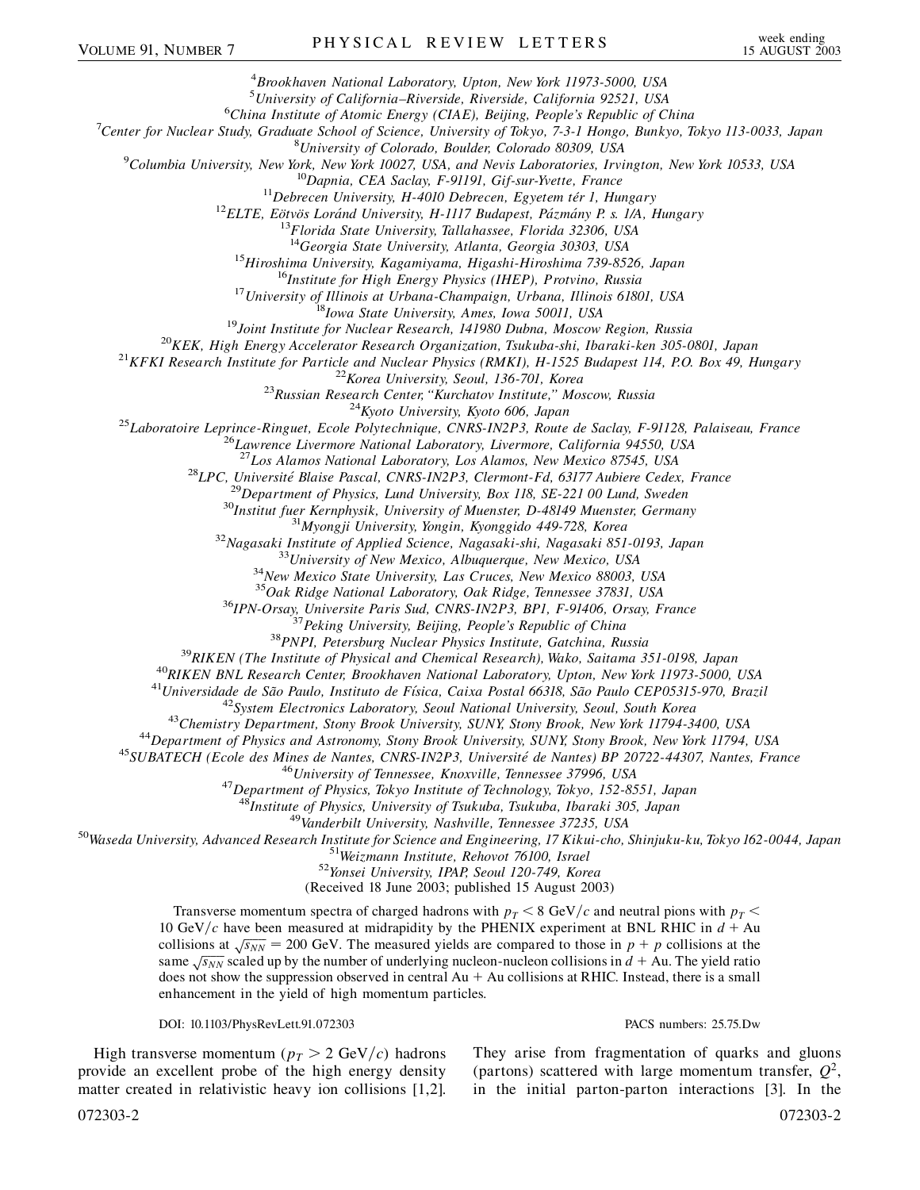[4]Brookhaven National Laboratory, Upton, New York 11973-5000, USA
[5]University of California–Riverside, Riverside, California 92521, USA
[6]China Institute of Atomic Energy (CIAE), Beijing, People's Republic of China
[7]Center for Nuclear Study, Graduate School of Science, University of Tokyo, 7-3-1 Hongo, Bunkyo, Tokyo 113-0033, Japan
[8]University of Colorado, Boulder, Colorado 80309, USA
[9]Columbia University, New York, New York 10027, USA, and Nevis Laboratories, Irvington, New York 10533, USA
[10]Dapnia, CEA Saclay, F-91191, Gif-sur-Yvette, France
[11]Debrecen University, H-4010 Debrecen, Egyetem tér 1, Hungary
[12]ELTE, Eötvös Loránd University, H-1117 Budapest, Pázmány P. s. 1/A, Hungary
[13]Florida State University, Tallahassee, Florida 32306, USA
[14]Georgia State University, Atlanta, Georgia 30303, USA
[15]Hiroshima University, Kagamiyama, Higashi-Hiroshima 739-8526, Japan
[16]Institute for High Energy Physics (IHEP), Protvino, Russia
[17]University of Illinois at Urbana-Champaign, Urbana, Illinois 61801, USA
[18]Iowa State University, Ames, Iowa 50011, USA
[19]Joint Institute for Nuclear Research, 141980 Dubna, Moscow Region, Russia
[20]KEK, High Energy Accelerator Research Organization, Tsukuba-shi, Ibaraki-ken 305-0801, Japan
[21]KFKI Research Institute for Particle and Nuclear Physics (RMKI), H-1525 Budapest 114, P.O. Box 49, Hungary
[22]Korea University, Seoul, 136-701, Korea
[23]Russian Research Center, "Kurchatov Institute," Moscow, Russia
[24]Kyoto University, Kyoto 606, Japan
[25]Laboratoire Leprince-Ringuet, Ecole Polytechnique, CNRS-IN2P3, Route de Saclay, F-91128, Palaiseau, France
[26]Lawrence Livermore National Laboratory, Livermore, California 94550, USA
[27]Los Alamos National Laboratory, Los Alamos, New Mexico 87545, USA
[28]LPC, Université Blaise Pascal, CNRS-IN2P3, Clermont-Fd, 63177 Aubiere Cedex, France
[29]Department of Physics, Lund University, Box 118, SE-221 00 Lund, Sweden
[30]Institut fuer Kernphysik, University of Muenster, D-48149 Muenster, Germany
[31]Myongji University, Yongin, Kyonggido 449-728, Korea
[32]Nagasaki Institute of Applied Science, Nagasaki-shi, Nagasaki 851-0193, Japan
[33]University of New Mexico, Albuquerque, New Mexico, USA
[34]New Mexico State University, Las Cruces, New Mexico 88003, USA
[35]Oak Ridge National Laboratory, Oak Ridge, Tennessee 37831, USA
[36]IPN-Orsay, Universite Paris Sud, CNRS-IN2P3, BP1, F-91406, Orsay, France
[37]Peking University, Beijing, People's Republic of China
[38]PNPI, Petersburg Nuclear Physics Institute, Gatchina, Russia
[39]RIKEN (The Institute of Physical and Chemical Research), Wako, Saitama 351-0198, Japan
[40]RIKEN BNL Research Center, Brookhaven National Laboratory, Upton, New York 11973-5000, USA
[41]Universidade de São Paulo, Instituto de Física, Caixa Postal 66318, São Paulo CEP05315-970, Brazil
[42]System Electronics Laboratory, Seoul National University, Seoul, South Korea
[43]Chemistry Department, Stony Brook University, SUNY, Stony Brook, New York 11794-3400, USA
[44]Department of Physics and Astronomy, Stony Brook University, SUNY, Stony Brook, New York 11794, USA
[45]SUBATECH (Ecole des Mines de Nantes, CNRS-IN2P3, Université de Nantes) BP 20722-44307, Nantes, France
[46]University of Tennessee, Knoxville, Tennessee 37996, USA
[47]Department of Physics, Tokyo Institute of Technology, Tokyo, 152-8551, Japan
[48]Institute of Physics, University of Tsukuba, Tsukuba, Ibaraki 305, Japan
[49]Vanderbilt University, Nashville, Tennessee 37235, USA
[50]Waseda University, Advanced Research Institute for Science and Engineering, 17 Kikui-cho, Shinjuku-ku, Tokyo 162-0044, Japan
[51]Weizmann Institute, Rehovot 76100, Israel
[52]Yonsei University, IPAP, Seoul 120-749, Korea
(Received 18 June 2003; published 15 August 2003)

Transverse momentum spectra of charged hadrons with $p_T < 8$ GeV/$c$ and neutral pions with $p_T < 10$ GeV/$c$ have been measured at midrapidity by the PHENIX experiment at BNL RHIC in $d$ + Au collisions at $\sqrt{s_{NN}} = 200$ GeV. The measured yields are compared to those in $p + p$ collisions at the same $\sqrt{s_{NN}}$ scaled up by the number of underlying nucleon-nucleon collisions in $d$ + Au. The yield ratio does not show the suppression observed in central Au + Au collisions at RHIC. Instead, there is a small enhancement in the yield of high momentum particles.

DOI: 10.1103/PhysRevLett.91.072303    PACS numbers: 25.75.Dw

High transverse momentum ($p_T > 2$ GeV/$c$) hadrons provide an excellent probe of the high energy density matter created in relativistic heavy ion collisions [1,2]. They arise from fragmentation of quarks and gluons (partons) scattered with large momentum transfer, $Q^2$, in the initial parton-parton interactions [3]. In the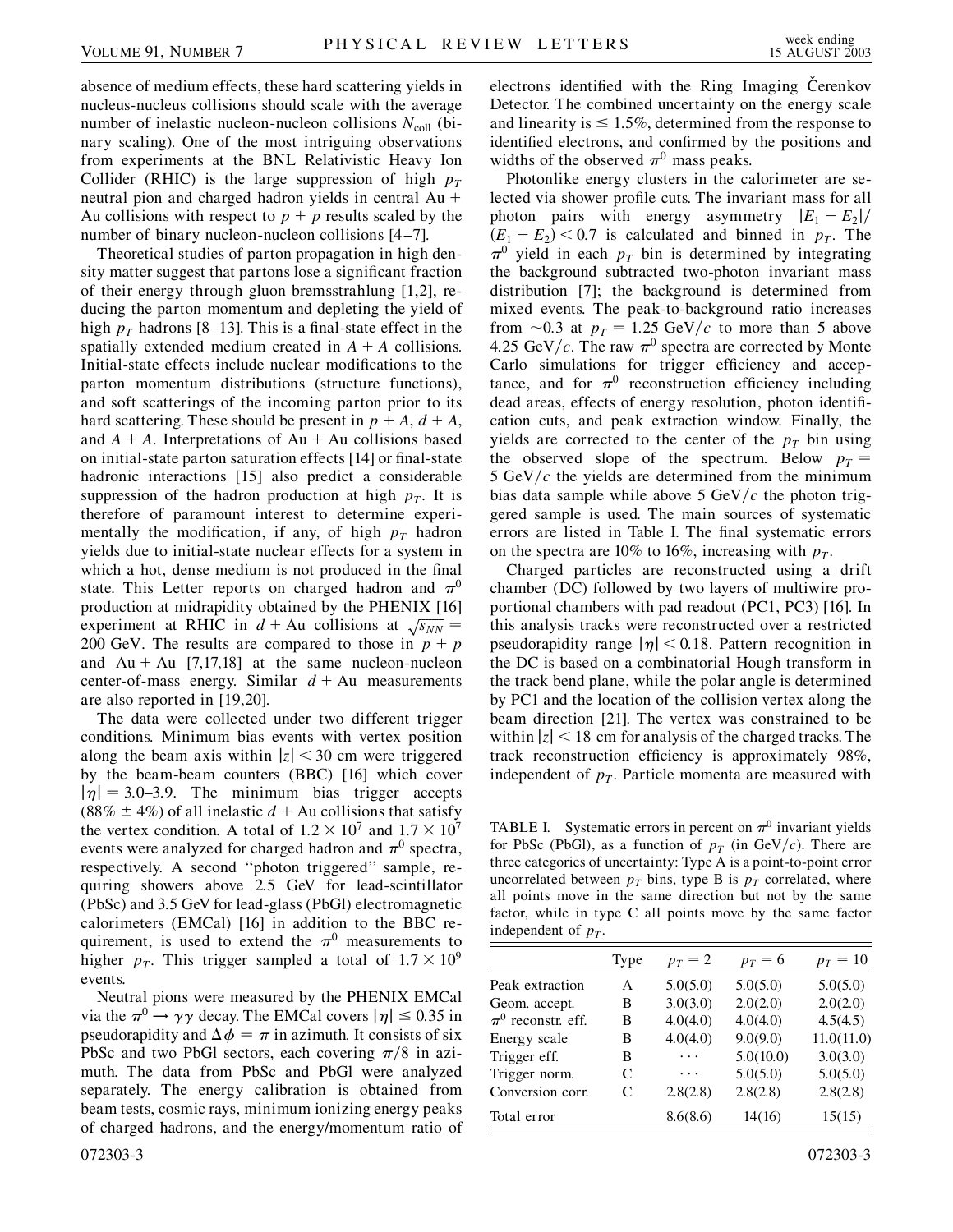absence of medium effects, these hard scattering yields in nucleus-nucleus collisions should scale with the average number of inelastic nucleon-nucleon collisions $N_{coll}$ (binary scaling). One of the most intriguing observations from experiments at the BNL Relativistic Heavy Ion Collider (RHIC) is the large suppression of high $p_T$ neutral pion and charged hadron yields in central Au + Au collisions with respect to $p + p$ results scaled by the number of binary nucleon-nucleon collisions [4–7].

Theoretical studies of parton propagation in high density matter suggest that partons lose a significant fraction of their energy through gluon bremsstrahlung [1,2], reducing the parton momentum and depleting the yield of high $p_T$ hadrons [8–13]. This is a final-state effect in the spatially extended medium created in $A + A$ collisions. Initial-state effects include nuclear modifications to the parton momentum distributions (structure functions), and soft scatterings of the incoming parton prior to its hard scattering. These should be present in $p + A$, $d + A$, and $A + A$. Interpretations of Au + Au collisions based on initial-state parton saturation effects [14] or final-state hadronic interactions [15] also predict a considerable suppression of the hadron production at high $p_T$. It is therefore of paramount interest to determine experimentally the modification, if any, of high $p_T$ hadron yields due to initial-state nuclear effects for a system in which a hot, dense medium is not produced in the final state. This Letter reports on charged hadron and $\pi^0$ production at midrapidity obtained by the PHENIX [16] experiment at RHIC in $d$ + Au collisions at $\sqrt{s_{NN}}$ = 200 GeV. The results are compared to those in $p + p$ and Au + Au [7,17,18] at the same nucleon-nucleon center-of-mass energy. Similar $d$ + Au measurements are also reported in [19,20].

The data were collected under two different trigger conditions. Minimum bias events with vertex position along the beam axis within $|z| < 30$ cm were triggered by the beam-beam counters (BBC) [16] which cover $|\eta| = 3.0$–$3.9$. The minimum bias trigger accepts ($88\% \pm 4\%$) of all inelastic $d$ + Au collisions that satisfy the vertex condition. A total of $1.2 \times 10^7$ and $1.7 \times 10^7$ events were analyzed for charged hadron and $\pi^0$ spectra, respectively. A second "photon triggered" sample, requiring showers above 2.5 GeV for lead-scintillator (PbSc) and 3.5 GeV for lead-glass (PbGl) electromagnetic calorimeters (EMCal) [16] in addition to the BBC requirement, is used to extend the $\pi^0$ measurements to higher $p_T$. This trigger sampled a total of $1.7 \times 10^9$ events.

Neutral pions were measured by the PHENIX EMCal via the $\pi^0 \to \gamma\gamma$ decay. The EMCal covers $|\eta| \leq 0.35$ in pseudorapidity and $\Delta\phi = \pi$ in azimuth. It consists of six PbSc and two PbGl sectors, each covering $\pi/8$ in azimuth. The data from PbSc and PbGl were analyzed separately. The energy calibration is obtained from beam tests, cosmic rays, minimum ionizing energy peaks of charged hadrons, and the energy/momentum ratio of electrons identified with the Ring Imaging Čerenkov Detector. The combined uncertainty on the energy scale and linearity is $\leq 1.5\%$, determined from the response to identified electrons, and confirmed by the positions and widths of the observed $\pi^0$ mass peaks.

Photonlike energy clusters in the calorimeter are selected via shower profile cuts. The invariant mass for all photon pairs with energy asymmetry $|E_1 - E_2|/(E_1 + E_2) < 0.7$ is calculated and binned in $p_T$. The $\pi^0$ yield in each $p_T$ bin is determined by integrating the background subtracted two-photon invariant mass distribution [7]; the background is determined from mixed events. The peak-to-background ratio increases from $\sim 0.3$ at $p_T = 1.25$ GeV/$c$ to more than 5 above 4.25 GeV/$c$. The raw $\pi^0$ spectra are corrected by Monte Carlo simulations for trigger efficiency and acceptance, and for $\pi^0$ reconstruction efficiency including dead areas, effects of energy resolution, photon identification cuts, and peak extraction window. Finally, the yields are corrected to the center of the $p_T$ bin using the observed slope of the spectrum. Below $p_T$ = 5 GeV/$c$ the yields are determined from the minimum bias data sample while above 5 GeV/$c$ the photon triggered sample is used. The main sources of systematic errors are listed in Table I. The final systematic errors on the spectra are 10% to 16%, increasing with $p_T$.

Charged particles are reconstructed using a drift chamber (DC) followed by two layers of multiwire proportional chambers with pad readout (PC1, PC3) [16]. In this analysis tracks were reconstructed over a restricted pseudorapidity range $|\eta| < 0.18$. Pattern recognition in the DC is based on a combinatorial Hough transform in the track bend plane, while the polar angle is determined by PC1 and the location of the collision vertex along the beam direction [21]. The vertex was constrained to be within $|z| < 18$ cm for analysis of the charged tracks. The track reconstruction efficiency is approximately 98%, independent of $p_T$. Particle momenta are measured with

TABLE I. Systematic errors in percent on $\pi^0$ invariant yields for PbSc (PbGl), as a function of $p_T$ (in GeV/$c$). There are three categories of uncertainty: Type A is a point-to-point error uncorrelated between $p_T$ bins, type B is $p_T$ correlated, where all points move in the same direction but not by the same factor, while in type C all points move by the same factor independent of $p_T$.

| | Type | $p_T = 2$ | $p_T = 6$ | $p_T = 10$ |
|---|---|---|---|---|
| Peak extraction | A | 5.0(5.0) | 5.0(5.0) | 5.0(5.0) |
| Geom. accept. | B | 3.0(3.0) | 2.0(2.0) | 2.0(2.0) |
| $\pi^0$ reconstr. eff. | B | 4.0(4.0) | 4.0(4.0) | 4.5(4.5) |
| Energy scale | B | 4.0(4.0) | 9.0(9.0) | 11.0(11.0) |
| Trigger eff. | B | ... | 5.0(10.0) | 3.0(3.0) |
| Trigger norm. | C | ... | 5.0(5.0) | 5.0(5.0) |
| Conversion corr. | C | 2.8(2.8) | 2.8(2.8) | 2.8(2.8) |
| Total error | | 8.6(8.6) | 14(16) | 15(15) |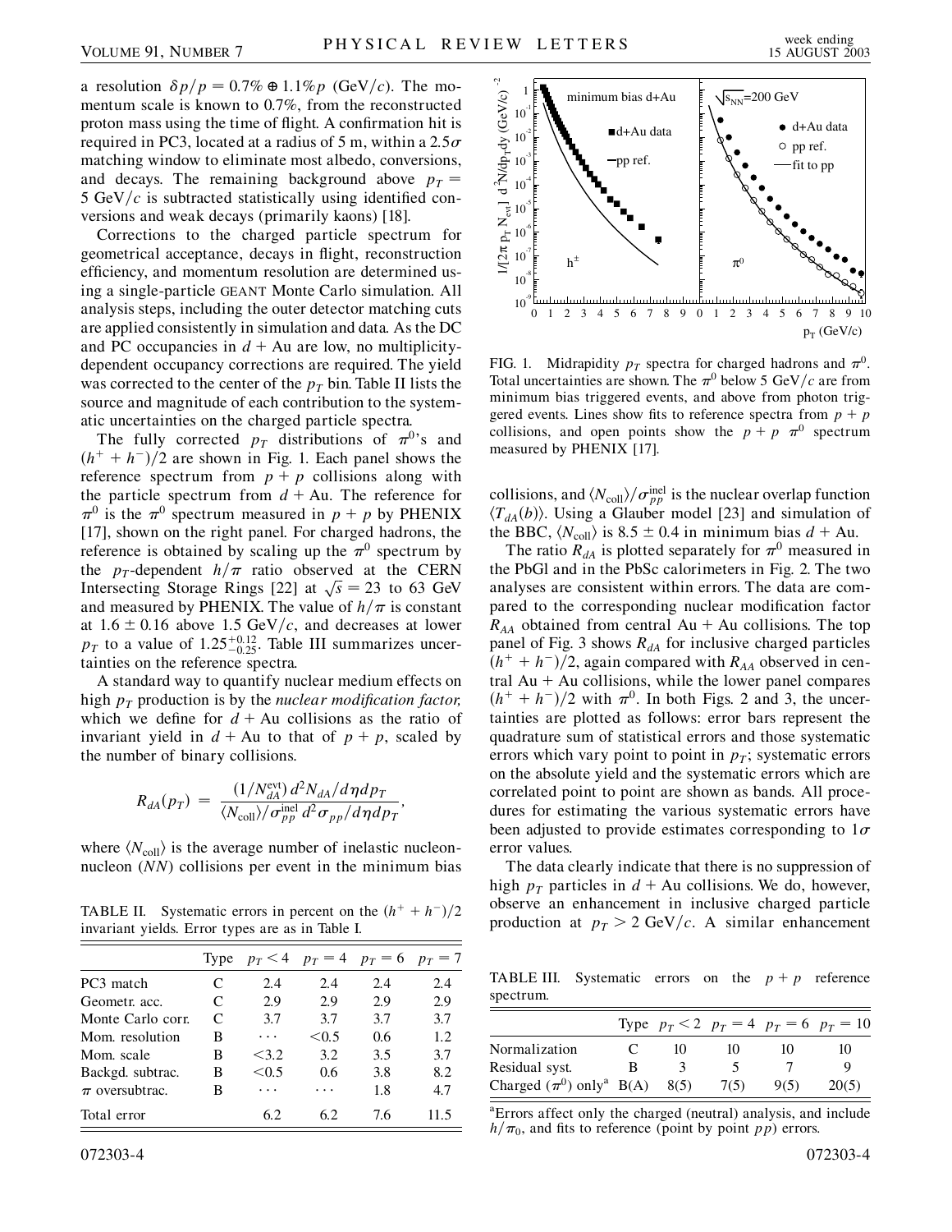a resolution $\delta p/p = 0.7\% \oplus 1.1\% p$ (GeV/$c$). The momentum scale is known to 0.7%, from the reconstructed proton mass using the time of flight. A confirmation hit is required in PC3, located at a radius of 5 m, within a $2.5\sigma$ matching window to eliminate most albedo, conversions, and decays. The remaining background above $p_T = 5$ GeV/$c$ is subtracted statistically using identified conversions and weak decays (primarily kaons) [18].

Corrections to the charged particle spectrum for geometrical acceptance, decays in flight, reconstruction efficiency, and momentum resolution are determined using a single-particle GEANT Monte Carlo simulation. All analysis steps, including the outer detector matching cuts are applied consistently in simulation and data. As the DC and PC occupancies in $d$ + Au are low, no multiplicity-dependent occupancy corrections are required. The yield was corrected to the center of the $p_T$ bin. Table II lists the source and magnitude of each contribution to the systematic uncertainties on the charged particle spectra.

The fully corrected $p_T$ distributions of $\pi^0$'s and $(h^+ + h^-)/2$ are shown in Fig. 1. Each panel shows the reference spectrum from $p + p$ collisions along with the particle spectrum from $d$ + Au. The reference for $\pi^0$ is the $\pi^0$ spectrum measured in $p + p$ by PHENIX [17], shown on the right panel. For charged hadrons, the reference is obtained by scaling up the $\pi^0$ spectrum by the $p_T$-dependent $h/\pi$ ratio observed at the CERN Intersecting Storage Rings [22] at $\sqrt{s} = 23$ to 63 GeV and measured by PHENIX. The value of $h/\pi$ is constant at $1.6 \pm 0.16$ above 1.5 GeV/$c$, and decreases at lower $p_T$ to a value of $1.25^{+0.12}_{-0.25}$. Table III summarizes uncertainties on the reference spectra.

A standard way to quantify nuclear medium effects on high $p_T$ production is by the *nuclear modification factor,* which we define for $d$ + Au collisions as the ratio of invariant yield in $d$ + Au to that of $p + p$, scaled by the number of binary collisions.

$$R_{dA}(p_T) = \frac{(1/N_{dA}^{\rm evt})\, d^2N_{dA}/d\eta dp_T}{\langle N_{\rm coll}\rangle/\sigma_{pp}^{\rm inel}\, d^2\sigma_{pp}/d\eta dp_T},$$

where $\langle N_{\rm coll}\rangle$ is the average number of inelastic nucleon-nucleon ($NN$) collisions per event in the minimum bias collisions, and $\langle N_{\rm coll}\rangle/\sigma_{pp}^{\rm inel}$ is the nuclear overlap function $\langle T_{dA}(b)\rangle$. Using a Glauber model [23] and simulation of the BBC, $\langle N_{\rm coll}\rangle$ is $8.5 \pm 0.4$ in minimum bias $d$ + Au.

TABLE II. Systematic errors in percent on the $(h^+ + h^-)/2$ invariant yields. Error types are as in Table I.

| | Type | $p_T < 4$ | $p_T = 4$ | $p_T = 6$ | $p_T = 7$ |
|---|---|---|---|---|---|
| PC3 match | C | 2.4 | 2.4 | 2.4 | 2.4 |
| Geometr. acc. | C | 2.9 | 2.9 | 2.9 | 2.9 |
| Monte Carlo corr. | C | 3.7 | 3.7 | 3.7 | 3.7 |
| Mom. resolution | B | ⋯ | <0.5 | 0.6 | 1.2 |
| Mom. scale | B | <3.2 | 3.2 | 3.5 | 3.7 |
| Backgd. subtrac. | B | <0.5 | 0.6 | 3.8 | 8.2 |
| $\pi$ oversubtrac. | B | ⋯ | ⋯ | 1.8 | 4.7 |
| Total error | | 6.2 | 6.2 | 7.6 | 11.5 |

FIG. 1. Midrapidity $p_T$ spectra for charged hadrons and $\pi^0$. Total uncertainties are shown. The $\pi^0$ below 5 GeV/$c$ are from minimum bias triggered events, and above from photon triggered events. Lines show fits to reference spectra from $p + p$ collisions, and open points show the $p + p$ $\pi^0$ spectrum measured by PHENIX [17].

The ratio $R_{dA}$ is plotted separately for $\pi^0$ measured in the PbGl and in the PbSc calorimeters in Fig. 2. The two analyses are consistent within errors. The data are compared to the corresponding nuclear modification factor $R_{AA}$ obtained from central Au + Au collisions. The top panel of Fig. 3 shows $R_{dA}$ for inclusive charged particles $(h^+ + h^-)/2$, again compared with $R_{AA}$ observed in central Au + Au collisions, while the lower panel compares $(h^+ + h^-)/2$ with $\pi^0$. In both Figs. 2 and 3, the uncertainties are plotted as follows: error bars represent the quadrature sum of statistical errors and those systematic errors which vary point to point in $p_T$; systematic errors on the absolute yield and the systematic errors which are correlated point to point are shown as bands. All procedures for estimating the various systematic errors have been adjusted to provide estimates corresponding to $1\sigma$ error values.

The data clearly indicate that there is no suppression of high $p_T$ particles in $d$ + Au collisions. We do, however, observe an enhancement in inclusive charged particle production at $p_T > 2$ GeV/$c$. A similar enhancement

TABLE III. Systematic errors on the $p + p$ reference spectrum.

| | Type | $p_T < 2$ | $p_T = 4$ | $p_T = 6$ | $p_T = 10$ |
|---|---|---|---|---|---|
| Normalization | C | 10 | 10 | 10 | 10 |
| Residual syst. | B | 3 | 5 | 7 | 9 |
| Charged ($\pi^0$) only[a] | B(A) | 8(5) | 7(5) | 9(5) | 20(5) |

[a]Errors affect only the charged (neutral) analysis, and include $h/\pi_0$, and fits to reference (point by point $pp$) errors.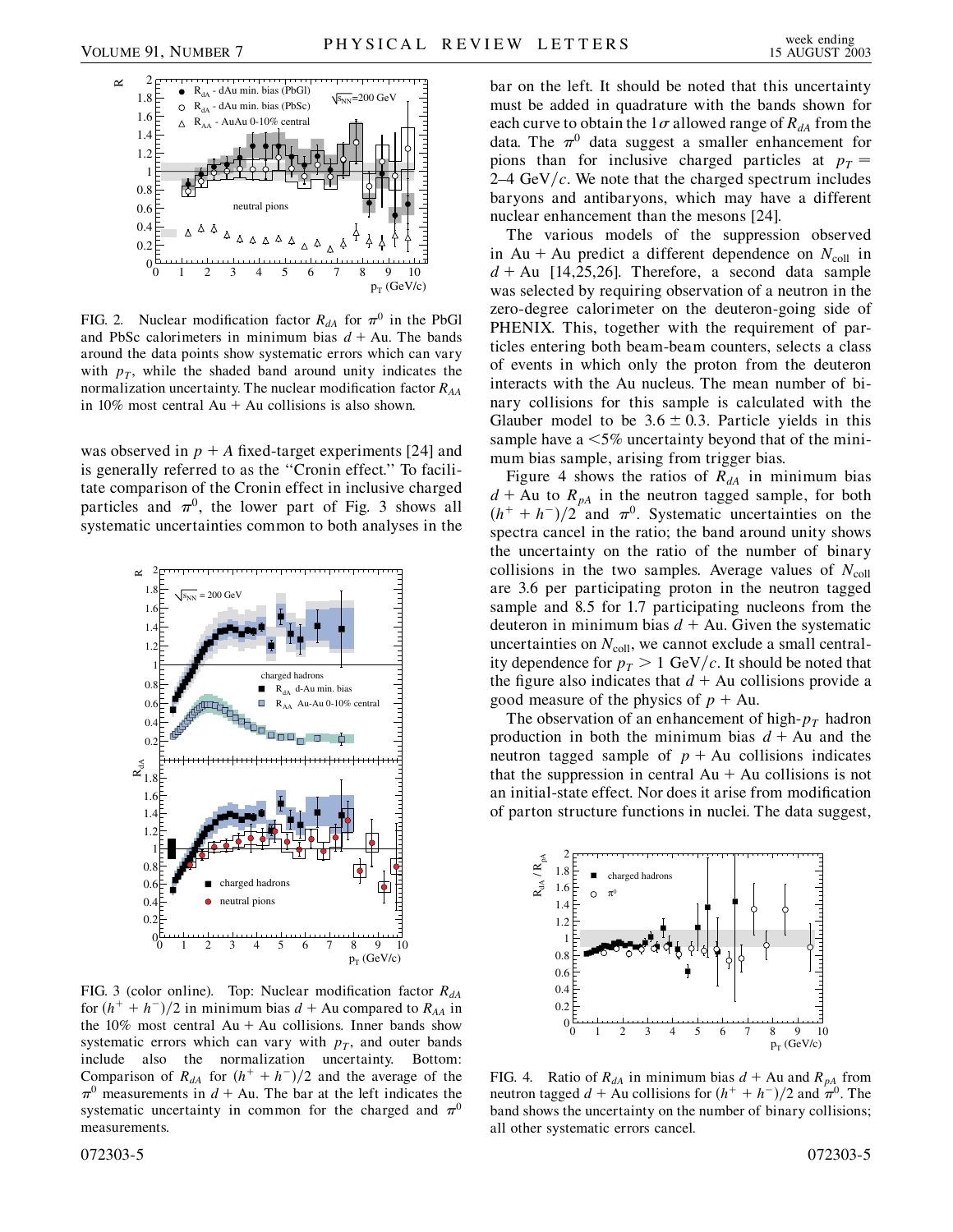FIG. 2. Nuclear modification factor $R_{dA}$ for $\pi^0$ in the PbGl and PbSc calorimeters in minimum bias $d$ + Au. The bands around the data points show systematic errors which can vary with $p_T$, while the shaded band around unity indicates the normalization uncertainty. The nuclear modification factor $R_{AA}$ in 10% most central Au + Au collisions is also shown.

was observed in $p + A$ fixed-target experiments [24] and is generally referred to as the "Cronin effect." To facilitate comparison of the Cronin effect in inclusive charged particles and $\pi^0$, the lower part of Fig. 3 shows all systematic uncertainties common to both analyses in the bar on the left. It should be noted that this uncertainty must be added in quadrature with the bands shown for each curve to obtain the $1\sigma$ allowed range of $R_{dA}$ from the data. The $\pi^0$ data suggest a smaller enhancement for pions than for inclusive charged particles at $p_T$ = 2–4 GeV/$c$. We note that the charged spectrum includes baryons and antibaryons, which may have a different nuclear enhancement than the mesons [24].

FIG. 3 (color online). Top: Nuclear modification factor $R_{dA}$ for $(h^+ + h^-)/2$ in minimum bias $d$ + Au compared to $R_{AA}$ in the 10% most central Au + Au collisions. Inner bands show systematic errors which can vary with $p_T$, and outer bands include also the normalization uncertainty. Bottom: Comparison of $R_{dA}$ for $(h^+ + h^-)/2$ and the average of the $\pi^0$ measurements in $d$ + Au. The bar at the left indicates the systematic uncertainty in common for the charged and $\pi^0$ measurements.

The various models of the suppression observed in Au + Au predict a different dependence on $N_{\rm coll}$ in $d$ + Au [14,25,26]. Therefore, a second data sample was selected by requiring observation of a neutron in the zero-degree calorimeter on the deuteron-going side of PHENIX. This, together with the requirement of particles entering both beam-beam counters, selects a class of events in which only the proton from the deuteron interacts with the Au nucleus. The mean number of binary collisions for this sample is calculated with the Glauber model to be $3.6 \pm 0.3$. Particle yields in this sample have a <5% uncertainty beyond that of the minimum bias sample, arising from trigger bias.

Figure 4 shows the ratios of $R_{dA}$ in minimum bias $d$ + Au to $R_{pA}$ in the neutron tagged sample, for both $(h^+ + h^-)/2$ and $\pi^0$. Systematic uncertainties on the spectra cancel in the ratio; the band around unity shows the uncertainty on the ratio of the number of binary collisions in the two samples. Average values of $N_{\rm coll}$ are 3.6 per participating proton in the neutron tagged sample and 8.5 for 1.7 participating nucleons from the deuteron in minimum bias $d$ + Au. Given the systematic uncertainties on $N_{\rm coll}$, we cannot exclude a small centrality dependence for $p_T > 1$ GeV/$c$. It should be noted that the figure also indicates that $d$ + Au collisions provide a good measure of the physics of $p$ + Au.

The observation of an enhancement of high-$p_T$ hadron production in both the minimum bias $d$ + Au and the neutron tagged sample of $p$ + Au collisions indicates that the suppression in central Au + Au collisions is not an initial-state effect. Nor does it arise from modification of parton structure functions in nuclei. The data suggest,

FIG. 4. Ratio of $R_{dA}$ in minimum bias $d$ + Au and $R_{pA}$ from neutron tagged $d$ + Au collisions for $(h^+ + h^-)/2$ and $\pi^0$. The band shows the uncertainty on the number of binary collisions; all other systematic errors cancel.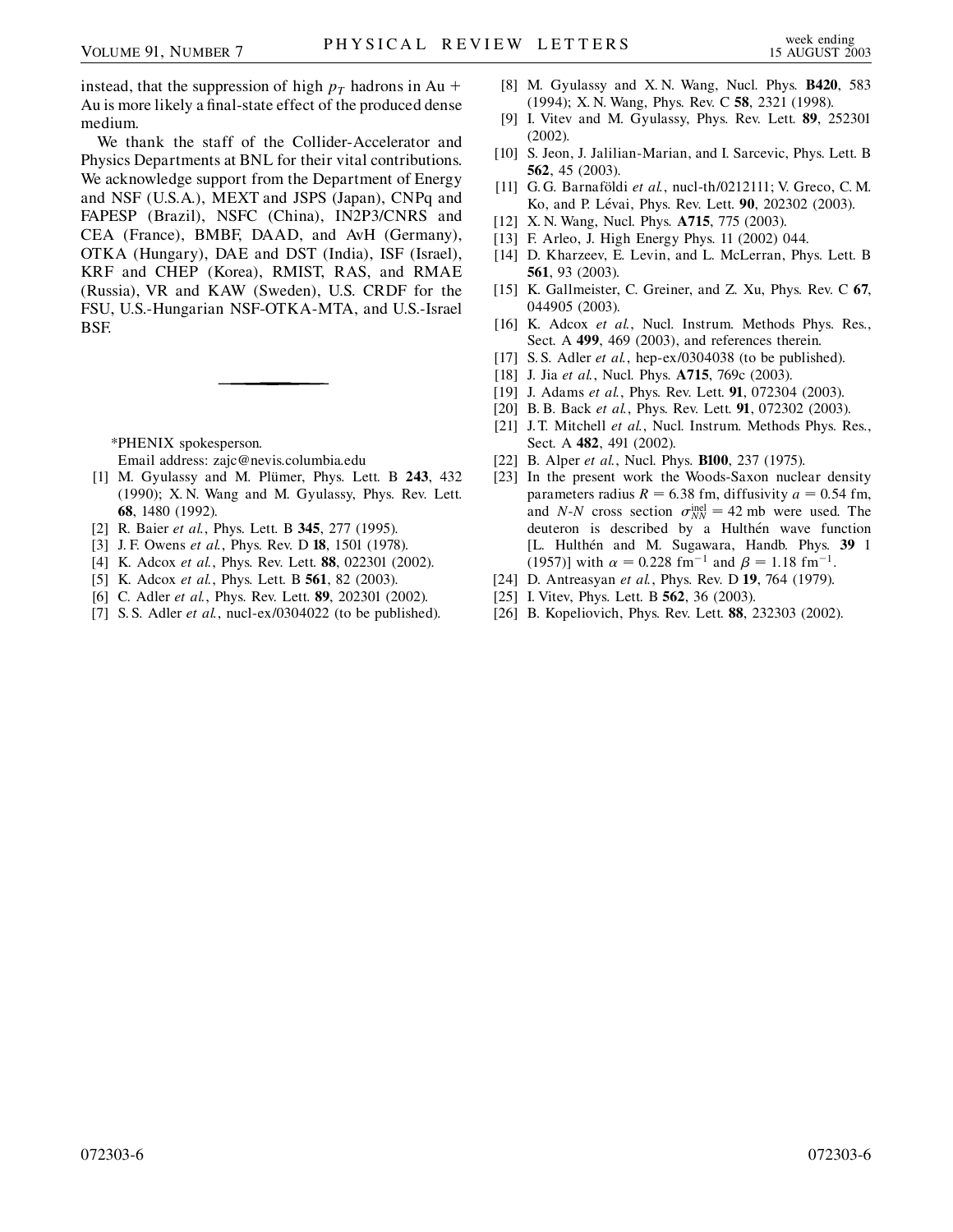instead, that the suppression of high $p_T$ hadrons in Au + Au is more likely a final-state effect of the produced dense medium.

We thank the staff of the Collider-Accelerator and Physics Departments at BNL for their vital contributions. We acknowledge support from the Department of Energy and NSF (U.S.A.), MEXT and JSPS (Japan), CNPq and FAPESP (Brazil), NSFC (China), IN2P3/CNRS and CEA (France), BMBF, DAAD, and AvH (Germany), OTKA (Hungary), DAE and DST (India), ISF (Israel), KRF and CHEP (Korea), RMIST, RAS, and RMAE (Russia), VR and KAW (Sweden), U.S. CRDF for the FSU, U.S.-Hungarian NSF-OTKA-MTA, and U.S.-Israel BSF.

---

*PHENIX spokesperson.
Email address: zajc@nevis.columbia.edu

[1] M. Gyulassy and M. Plümer, Phys. Lett. B **243**, 432 (1990); X. N. Wang and M. Gyulassy, Phys. Rev. Lett. **68**, 1480 (1992).

[2] R. Baier *et al.*, Phys. Lett. B **345**, 277 (1995).

[3] J. F. Owens *et al.*, Phys. Rev. D **18**, 1501 (1978).

[4] K. Adcox *et al.*, Phys. Rev. Lett. **88**, 022301 (2002).

[5] K. Adcox *et al.*, Phys. Lett. B **561**, 82 (2003).

[6] C. Adler *et al.*, Phys. Rev. Lett. **89**, 202301 (2002).

[7] S. S. Adler *et al.*, nucl-ex/0304022 (to be published).

[8] M. Gyulassy and X. N. Wang, Nucl. Phys. **B420**, 583 (1994); X. N. Wang, Phys. Rev. C **58**, 2321 (1998).

[9] I. Vitev and M. Gyulassy, Phys. Rev. Lett. **89**, 252301 (2002).

[10] S. Jeon, J. Jalilian-Marian, and I. Sarcevic, Phys. Lett. B **562**, 45 (2003).

[11] G. G. Barnaföldi *et al.*, nucl-th/0212111; V. Greco, C. M. Ko, and P. Lévai, Phys. Rev. Lett. **90**, 202302 (2003).

[12] X. N. Wang, Nucl. Phys. **A715**, 775 (2003).

[13] F. Arleo, J. High Energy Phys. 11 (2002) 044.

[14] D. Kharzeev, E. Levin, and L. McLerran, Phys. Lett. B **561**, 93 (2003).

[15] K. Gallmeister, C. Greiner, and Z. Xu, Phys. Rev. C **67**, 044905 (2003).

[16] K. Adcox *et al.*, Nucl. Instrum. Methods Phys. Res., Sect. A **499**, 469 (2003), and references therein.

[17] S. S. Adler *et al.*, hep-ex/0304038 (to be published).

[18] J. Jia *et al.*, Nucl. Phys. **A715**, 769c (2003).

[19] J. Adams *et al.*, Phys. Rev. Lett. **91**, 072304 (2003).

[20] B. B. Back *et al.*, Phys. Rev. Lett. **91**, 072302 (2003).

[21] J. T. Mitchell *et al.*, Nucl. Instrum. Methods Phys. Res., Sect. A **482**, 491 (2002).

[22] B. Alper *et al.*, Nucl. Phys. **B100**, 237 (1975).

[23] In the present work the Woods-Saxon nuclear density parameters radius $R = 6.38$ fm, diffusivity $a = 0.54$ fm, and *N-N* cross section $\sigma_{NN}^{\text{inel}} = 42$ mb were used. The deuteron is described by a Hulthén wave function [L. Hulthén and M. Sugawara, Handb. Phys. **39** 1 (1957)] with $\alpha = 0.228$ fm$^{-1}$ and $\beta = 1.18$ fm$^{-1}$.

[24] D. Antreasyan *et al.*, Phys. Rev. D **19**, 764 (1979).

[25] I. Vitev, Phys. Lett. B **562**, 36 (2003).

[26] B. Kopeliovich, Phys. Rev. Lett. **88**, 232303 (2002).